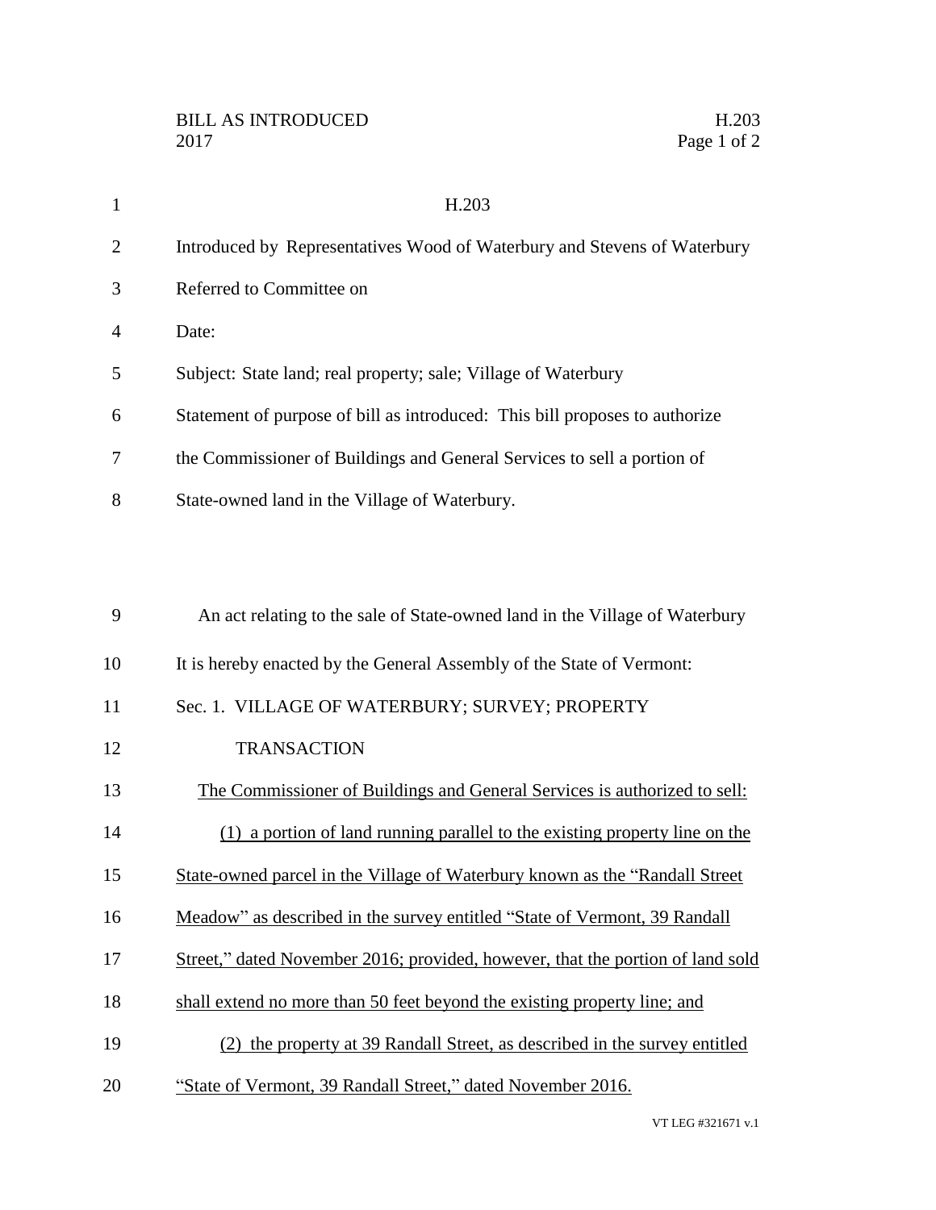# H.203

Introduced by Representatives Wood of Waterbury and Stevens of Waterbury

Referred to Committee on

Date:

Subject: State land; real property; sale; Village of Waterbury

Statement of purpose of bill as introduced: This bill proposes to authorize the Commissioner of Buildings and General Services to sell a portion of State-owned land in the Village of Waterbury.

An act relating to the sale of State-owned land in the Village of Waterbury

It is hereby enacted by the General Assembly of the State of Vermont:

Sec. 1. VILLAGE OF WATERBURY; SURVEY; PROPERTY TRANSACTION

The Commissioner of Buildings and General Services is authorized to sell:

(1) a portion of land running parallel to the existing property line on the State-owned parcel in the Village of Waterbury known as the "Randall Street Meadow" as described in the survey entitled "State of Vermont, 39 Randall Street," dated November 2016; provided, however, that the portion of land sold shall extend no more than 50 feet beyond the existing property line; and

(2) the property at 39 Randall Street, as described in the survey entitled "State of Vermont, 39 Randall Street," dated November 2016.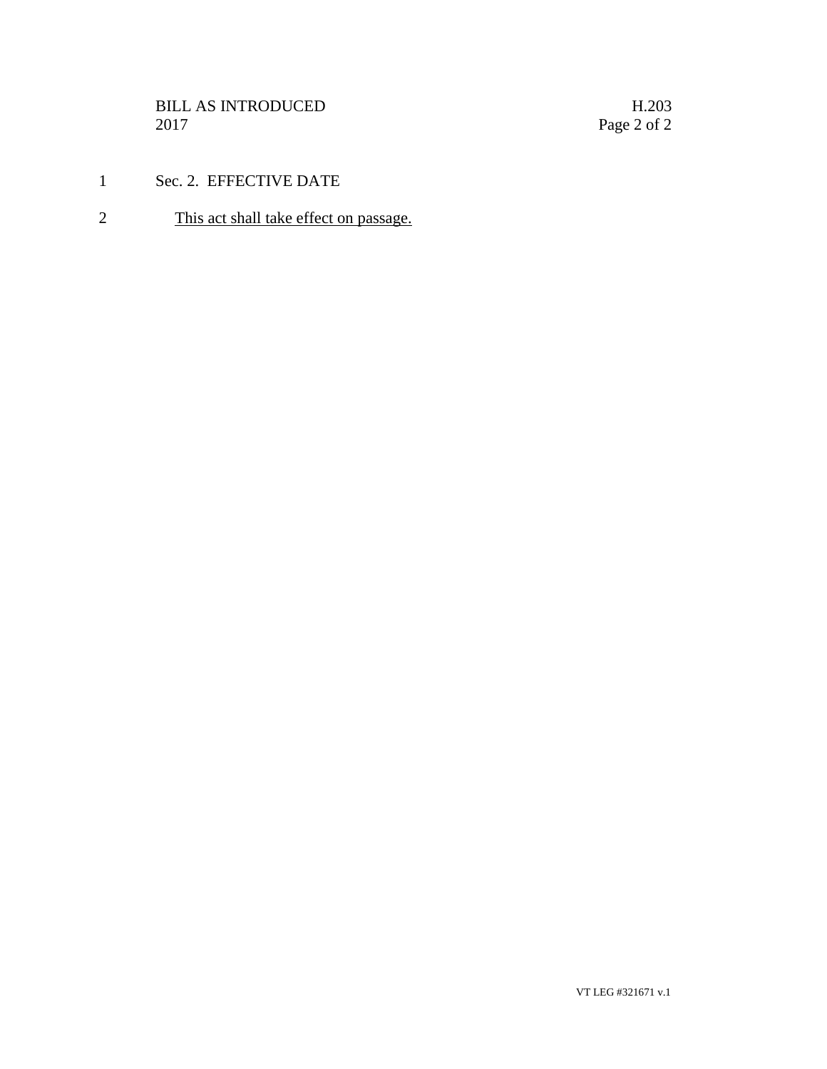Sec. 2. EFFECTIVE DATE

This act shall take effect on passage.